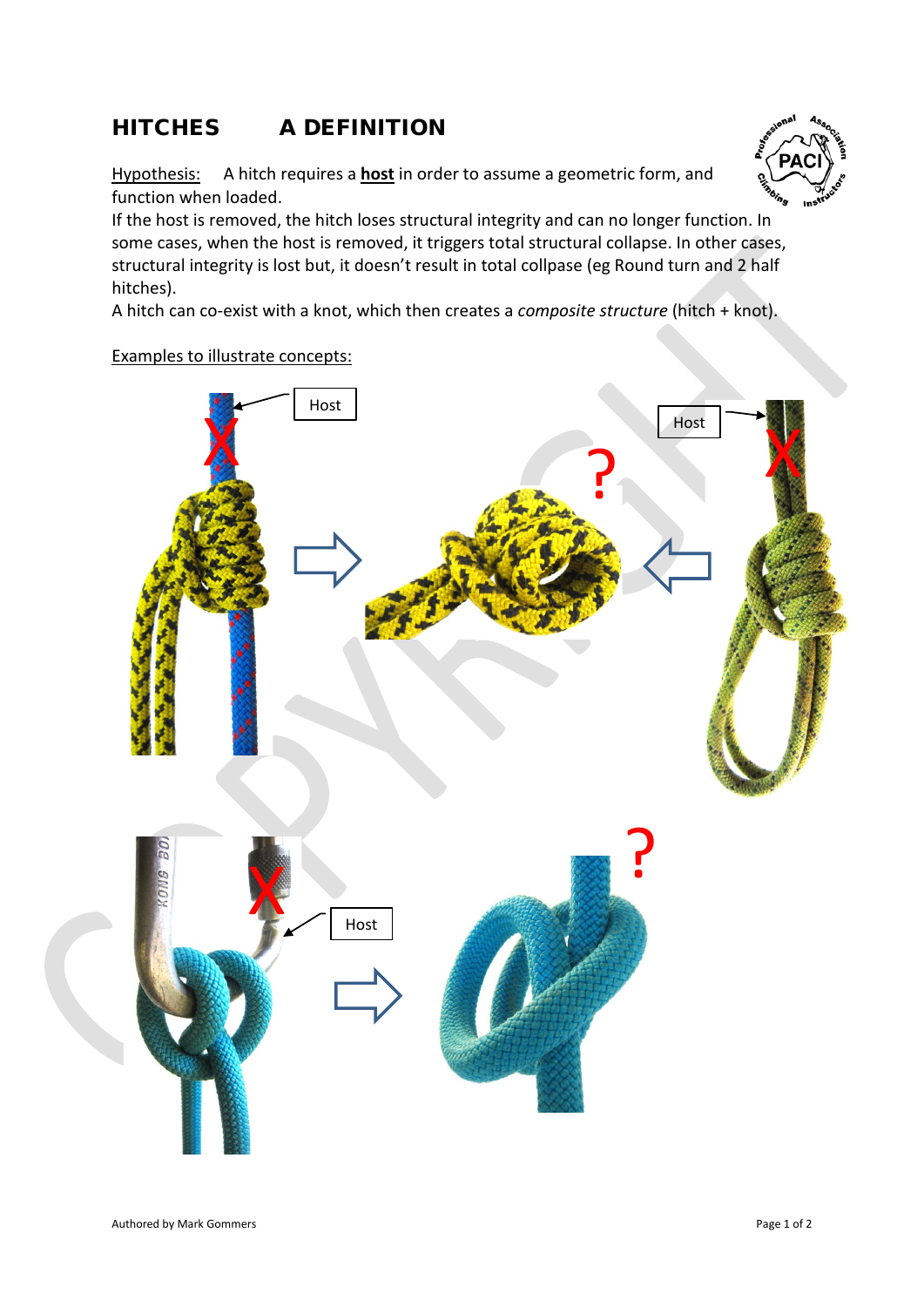## HITCHES A DEFINITION

Hypothesis: A hitch requires a **host** in order to assume a geometric form, and function when loaded.
If the host is removed, the hitch loses structural integrity and can no longer function. In some cases, when the host is removed, it triggers total structural collapse. In other cases, structural integrity is lost but, it doesn't result in total collpase (eg Round turn and 2 half hitches).
A hitch can co-exist with a knot, which then creates a *composite structure* (hitch + knot).

Examples to illustrate concepts:

Host

Host

Host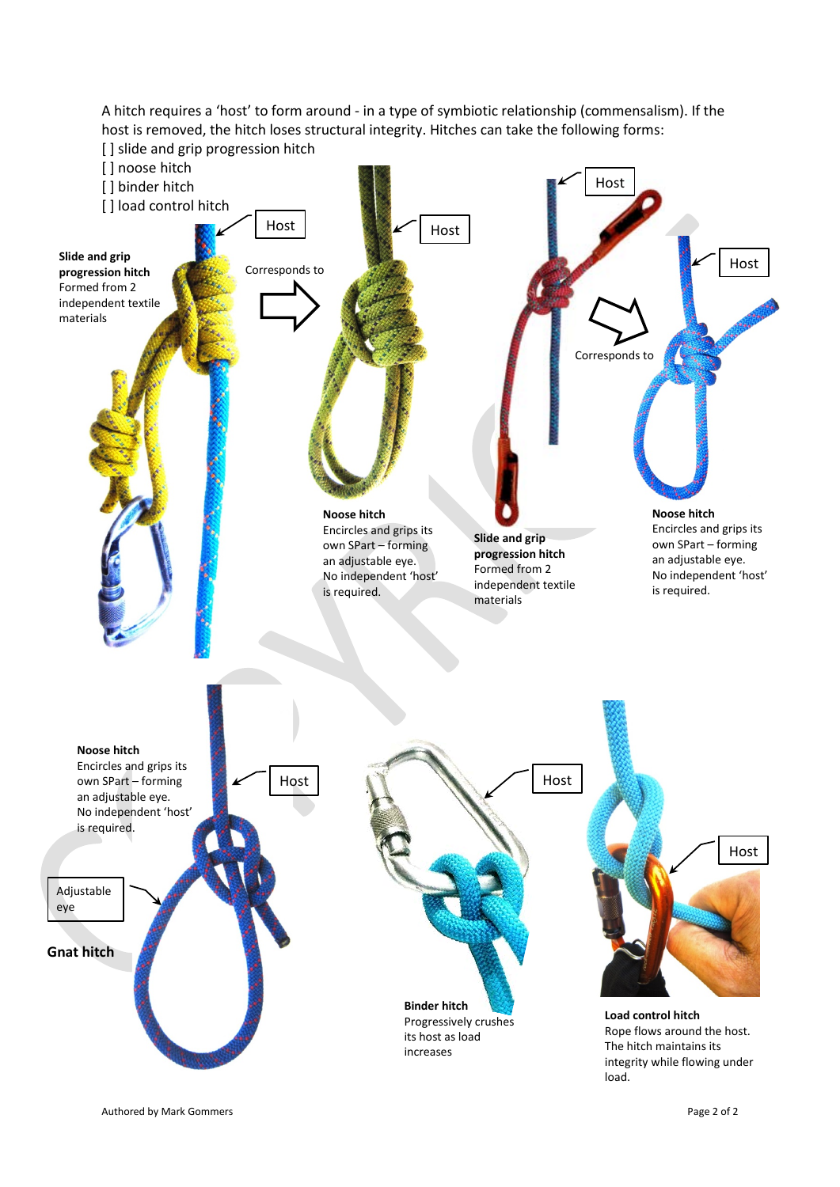A hitch requires a ‘host’ to form around - in a type of symbiotic relationship (commensalism). If the host is removed, the hitch loses structural integrity. Hitches can take the following forms:

[ ] slide and grip progression hitch
[ ] noose hitch
[ ] binder hitch
[ ] load control hitch

Host

**Slide and grip progression hitch**
Formed from 2 independent textile materials

Corresponds to

Host

**Noose hitch**
Encircles and grips its own SPart – forming an adjustable eye.
No independent ‘host’ is required.

Host

**Slide and grip progression hitch**
Formed from 2 independent textile materials

Corresponds to

Host

**Noose hitch**
Encircles and grips its own SPart – forming an adjustable eye.
No independent ‘host’ is required.

**Noose hitch**
Encircles and grips its own SPart – forming an adjustable eye.
No independent ‘host’ is required.

Host

Adjustable eye

**Gnat hitch**

Host

**Binder hitch**
Progressively crushes its host as load increases

Host

**Load control hitch**
Rope flows around the host. The hitch maintains its integrity while flowing under load.

Authored by Mark Gommers